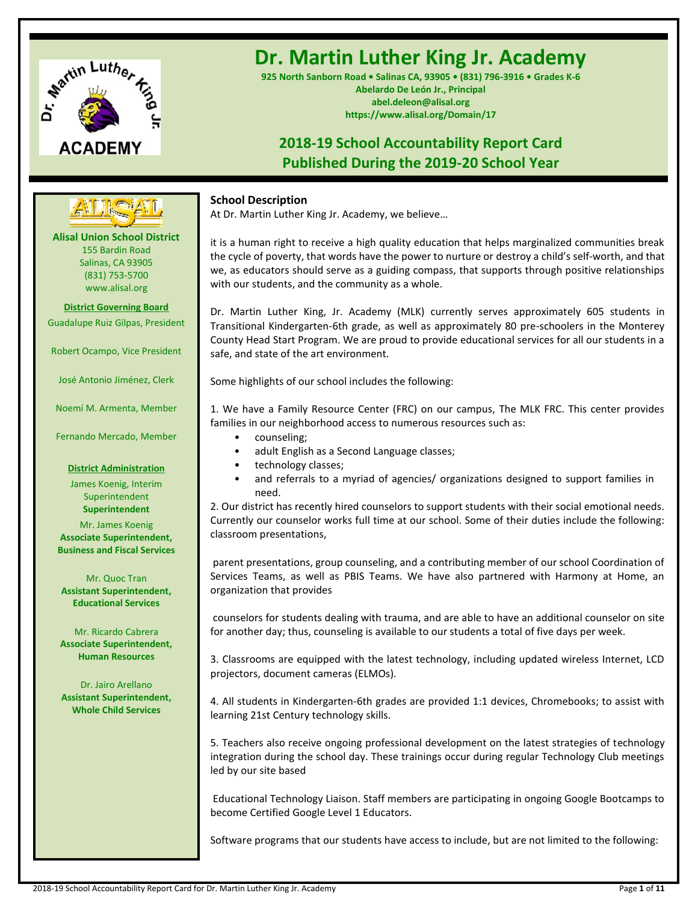# Dr. Martin Luther King Jr. Academy

**925 North Sanborn Road • Salinas CA, 93905 • (831) 796-3916 • Grades K-6**
**Abelardo De León Jr., Principal**
**abel.deleon@alisal.org**
**https://www.alisal.org/Domain/17**

## 2018-19 School Accountability Report Card
## Published During the 2019-20 School Year

**Alisal Union School District**
155 Bardin Road
Salinas, CA 93905
(831) 753-5700
www.alisal.org

**District Governing Board**

Guadalupe Ruiz Gilpas, President

Robert Ocampo, Vice President

José Antonio Jiménez, Clerk

Noemí M. Armenta, Member

Fernando Mercado, Member

**District Administration**

James Koenig, Interim Superintendent
**Superintendent**

Mr. James Koenig
**Associate Superintendent, Business and Fiscal Services**

Mr. Quoc Tran
**Assistant Superintendent, Educational Services**

Mr. Ricardo Cabrera
**Associate Superintendent, Human Resources**

Dr. Jairo Arellano
**Assistant Superintendent, Whole Child Services**

### School Description

At Dr. Martin Luther King Jr. Academy, we believe…

it is a human right to receive a high quality education that helps marginalized communities break the cycle of poverty, that words have the power to nurture or destroy a child's self-worth, and that we, as educators should serve as a guiding compass, that supports through positive relationships with our students, and the community as a whole.

Dr. Martin Luther King, Jr. Academy (MLK) currently serves approximately 605 students in Transitional Kindergarten-6th grade, as well as approximately 80 pre-schoolers in the Monterey County Head Start Program. We are proud to provide educational services for all our students in a safe, and state of the art environment.

Some highlights of our school includes the following:

1. We have a Family Resource Center (FRC) on our campus, The MLK FRC. This center provides families in our neighborhood access to numerous resources such as:
    - counseling;
    - adult English as a Second Language classes;
    - technology classes;
    - and referrals to a myriad of agencies/ organizations designed to support families in need.

2. Our district has recently hired counselors to support students with their social emotional needs. Currently our counselor works full time at our school. Some of their duties include the following: classroom presentations,

parent presentations, group counseling, and a contributing member of our school Coordination of Services Teams, as well as PBIS Teams. We have also partnered with Harmony at Home, an organization that provides

counselors for students dealing with trauma, and are able to have an additional counselor on site for another day; thus, counseling is available to our students a total of five days per week.

3. Classrooms are equipped with the latest technology, including updated wireless Internet, LCD projectors, document cameras (ELMOs).

4. All students in Kindergarten-6th grades are provided 1:1 devices, Chromebooks; to assist with learning 21st Century technology skills.

5. Teachers also receive ongoing professional development on the latest strategies of technology integration during the school day. These trainings occur during regular Technology Club meetings led by our site based

Educational Technology Liaison. Staff members are participating in ongoing Google Bootcamps to become Certified Google Level 1 Educators.

Software programs that our students have access to include, but are not limited to the following: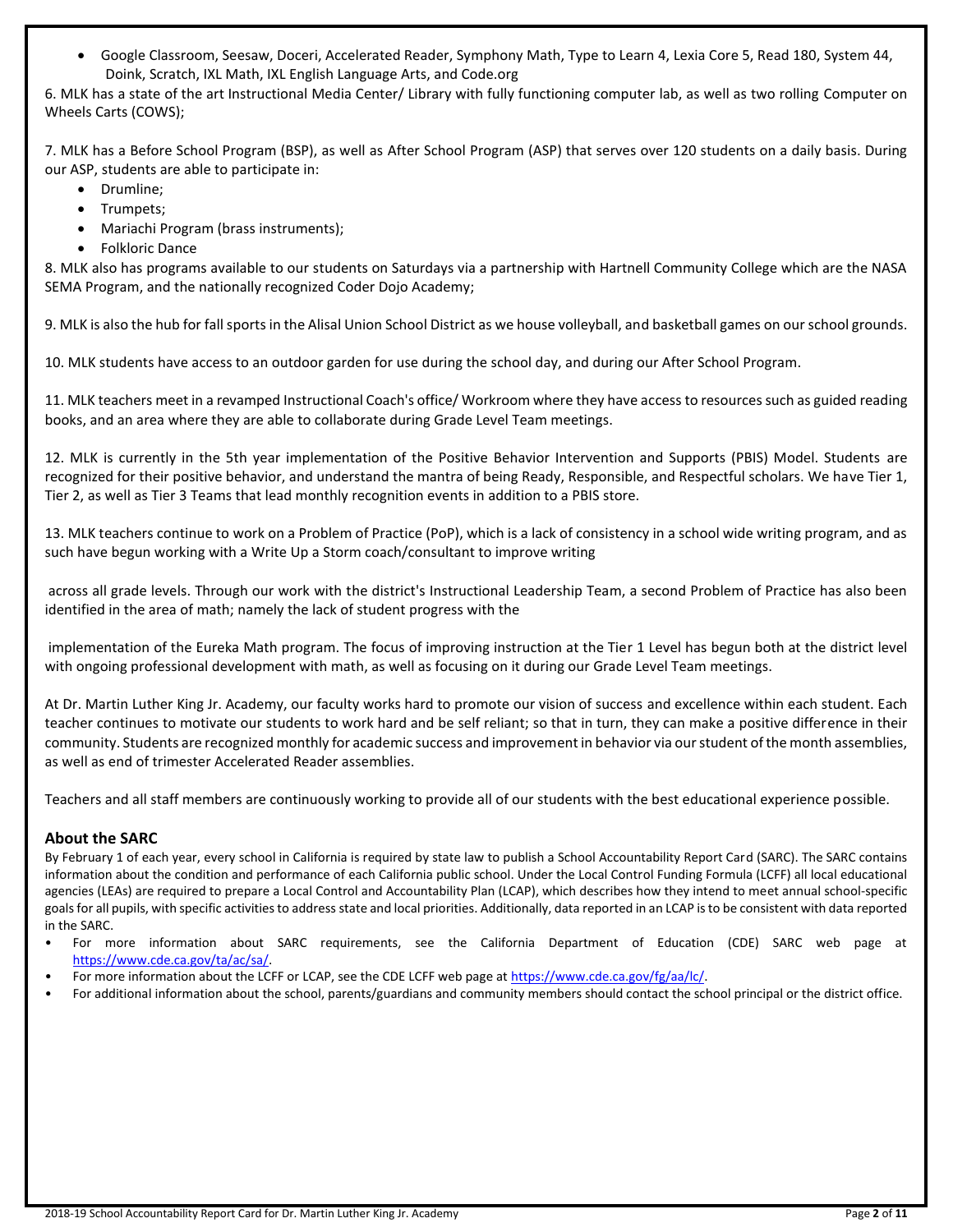- Google Classroom, Seesaw, Doceri, Accelerated Reader, Symphony Math, Type to Learn 4, Lexia Core 5, Read 180, System 44, Doink, Scratch, IXL Math, IXL English Language Arts, and Code.org

6. MLK has a state of the art Instructional Media Center/ Library with fully functioning computer lab, as well as two rolling Computer on Wheels Carts (COWS);

7. MLK has a Before School Program (BSP), as well as After School Program (ASP) that serves over 120 students on a daily basis. During our ASP, students are able to participate in:

- Drumline;
- Trumpets;
- Mariachi Program (brass instruments);
- Folkloric Dance

8. MLK also has programs available to our students on Saturdays via a partnership with Hartnell Community College which are the NASA SEMA Program, and the nationally recognized Coder Dojo Academy;

9. MLK is also the hub for fall sports in the Alisal Union School District as we house volleyball, and basketball games on our school grounds.

10. MLK students have access to an outdoor garden for use during the school day, and during our After School Program.

11. MLK teachers meet in a revamped Instructional Coach's office/ Workroom where they have access to resources such as guided reading books, and an area where they are able to collaborate during Grade Level Team meetings.

12. MLK is currently in the 5th year implementation of the Positive Behavior Intervention and Supports (PBIS) Model. Students are recognized for their positive behavior, and understand the mantra of being Ready, Responsible, and Respectful scholars. We have Tier 1, Tier 2, as well as Tier 3 Teams that lead monthly recognition events in addition to a PBIS store.

13. MLK teachers continue to work on a Problem of Practice (PoP), which is a lack of consistency in a school wide writing program, and as such have begun working with a Write Up a Storm coach/consultant to improve writing

across all grade levels. Through our work with the district's Instructional Leadership Team, a second Problem of Practice has also been identified in the area of math; namely the lack of student progress with the

implementation of the Eureka Math program. The focus of improving instruction at the Tier 1 Level has begun both at the district level with ongoing professional development with math, as well as focusing on it during our Grade Level Team meetings.

At Dr. Martin Luther King Jr. Academy, our faculty works hard to promote our vision of success and excellence within each student. Each teacher continues to motivate our students to work hard and be self reliant; so that in turn, they can make a positive difference in their community. Students are recognized monthly for academic success and improvement in behavior via our student of the month assemblies, as well as end of trimester Accelerated Reader assemblies.

Teachers and all staff members are continuously working to provide all of our students with the best educational experience possible.

## About the SARC

By February 1 of each year, every school in California is required by state law to publish a School Accountability Report Card (SARC). The SARC contains information about the condition and performance of each California public school. Under the Local Control Funding Formula (LCFF) all local educational agencies (LEAs) are required to prepare a Local Control and Accountability Plan (LCAP), which describes how they intend to meet annual school-specific goals for all pupils, with specific activities to address state and local priorities. Additionally, data reported in an LCAP is to be consistent with data reported in the SARC.

- For more information about SARC requirements, see the California Department of Education (CDE) SARC web page at https://www.cde.ca.gov/ta/ac/sa/.
- For more information about the LCFF or LCAP, see the CDE LCFF web page at https://www.cde.ca.gov/fg/aa/lc/.
- For additional information about the school, parents/guardians and community members should contact the school principal or the district office.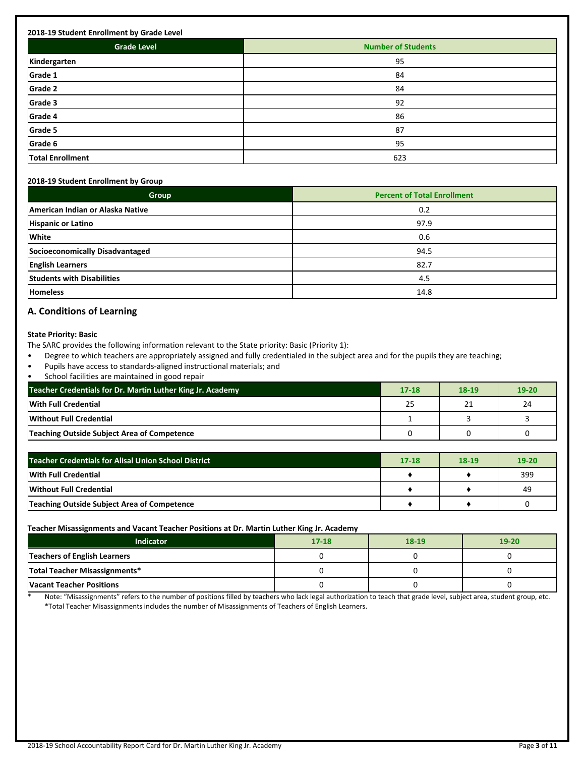**2018-19 Student Enrollment by Grade Level**

| Grade Level | Number of Students |
|---|---|
| Kindergarten | 95 |
| Grade 1 | 84 |
| Grade 2 | 84 |
| Grade 3 | 92 |
| Grade 4 | 86 |
| Grade 5 | 87 |
| Grade 6 | 95 |
| Total Enrollment | 623 |

**2018-19 Student Enrollment by Group**

| Group | Percent of Total Enrollment |
|---|---|
| American Indian or Alaska Native | 0.2 |
| Hispanic or Latino | 97.9 |
| White | 0.6 |
| Socioeconomically Disadvantaged | 94.5 |
| English Learners | 82.7 |
| Students with Disabilities | 4.5 |
| Homeless | 14.8 |

## A. Conditions of Learning

**State Priority: Basic**

The SARC provides the following information relevant to the State priority: Basic (Priority 1):

- Degree to which teachers are appropriately assigned and fully credentialed in the subject area and for the pupils they are teaching;
- Pupils have access to standards-aligned instructional materials; and
- School facilities are maintained in good repair

| Teacher Credentials for Dr. Martin Luther King Jr. Academy | 17-18 | 18-19 | 19-20 |
|---|---|---|---|
| With Full Credential | 25 | 21 | 24 |
| Without Full Credential | 1 | 3 | 3 |
| Teaching Outside Subject Area of Competence | 0 | 0 | 0 |

| Teacher Credentials for Alisal Union School District | 17-18 | 18-19 | 19-20 |
|---|---|---|---|
| With Full Credential | ♦ | ♦ | 399 |
| Without Full Credential | ♦ | ♦ | 49 |
| Teaching Outside Subject Area of Competence | ♦ | ♦ | 0 |

**Teacher Misassignments and Vacant Teacher Positions at Dr. Martin Luther King Jr. Academy**

| Indicator | 17-18 | 18-19 | 19-20 |
|---|---|---|---|
| Teachers of English Learners | 0 | 0 | 0 |
| Total Teacher Misassignments* | 0 | 0 | 0 |
| Vacant Teacher Positions | 0 | 0 | 0 |

* Note: "Misassignments" refers to the number of positions filled by teachers who lack legal authorization to teach that grade level, subject area, student group, etc.
*Total Teacher Misassignments includes the number of Misassignments of Teachers of English Learners.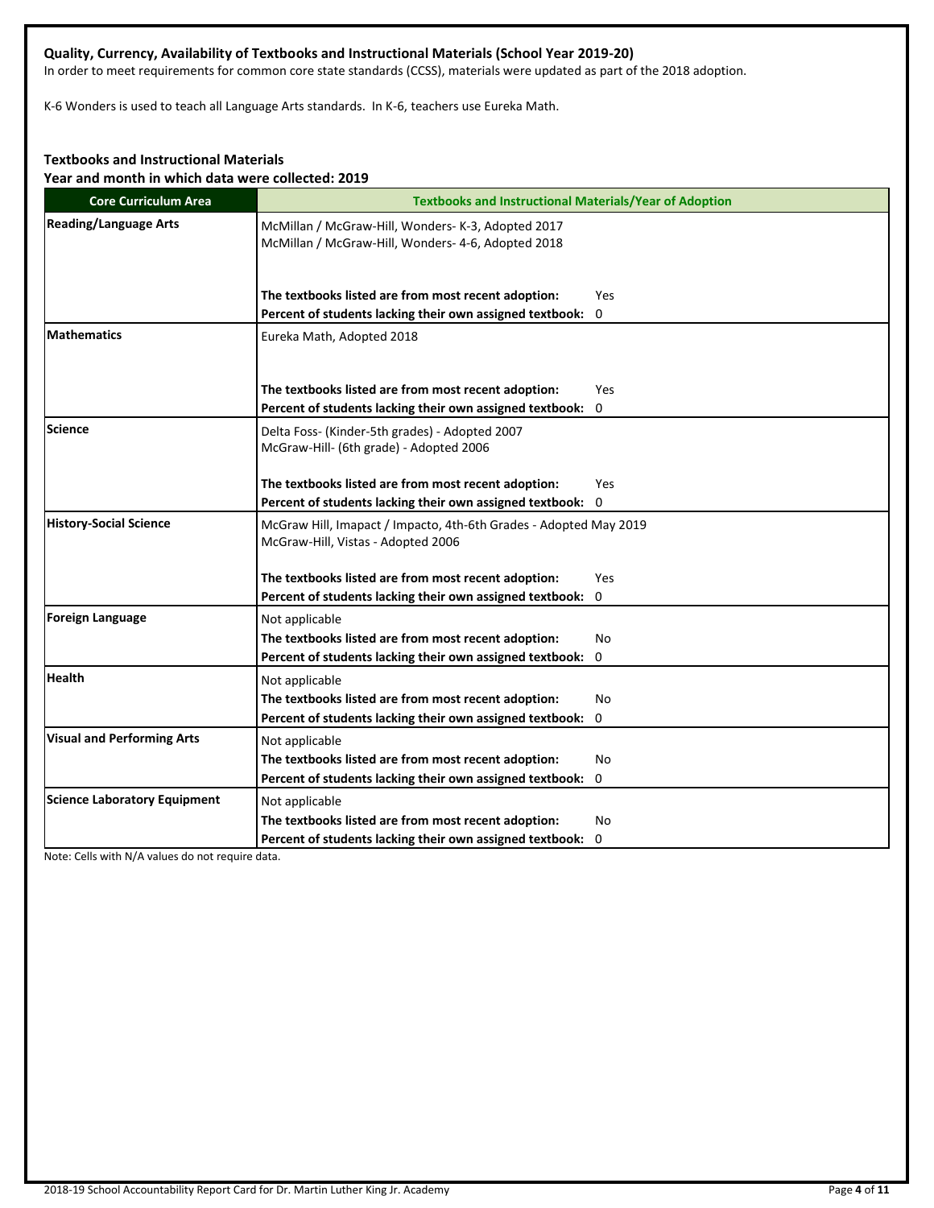**Quality, Currency, Availability of Textbooks and Instructional Materials (School Year 2019-20)**

In order to meet requirements for common core state standards (CCSS), materials were updated as part of the 2018 adoption.

K-6 Wonders is used to teach all Language Arts standards. In K-6, teachers use Eureka Math.

**Textbooks and Instructional Materials**

**Year and month in which data were collected: 2019**

| Core Curriculum Area | Textbooks and Instructional Materials/Year of Adoption |
|---|---|
| **Reading/Language Arts** | McMillan / McGraw-Hill, Wonders- K-3, Adopted 2017<br>McMillan / McGraw-Hill, Wonders- 4-6, Adopted 2018<br><br>**The textbooks listed are from most recent adoption:** Yes<br>**Percent of students lacking their own assigned textbook:** 0 |
| **Mathematics** | Eureka Math, Adopted 2018<br><br>**The textbooks listed are from most recent adoption:** Yes<br>**Percent of students lacking their own assigned textbook:** 0 |
| **Science** | Delta Foss- (Kinder-5th grades) - Adopted 2007<br>McGraw-Hill- (6th grade) - Adopted 2006<br><br>**The textbooks listed are from most recent adoption:** Yes<br>**Percent of students lacking their own assigned textbook:** 0 |
| **History-Social Science** | McGraw Hill, Imapact / Impacto, 4th-6th Grades - Adopted May 2019<br>McGraw-Hill, Vistas - Adopted 2006<br><br>**The textbooks listed are from most recent adoption:** Yes<br>**Percent of students lacking their own assigned textbook:** 0 |
| **Foreign Language** | Not applicable<br>**The textbooks listed are from most recent adoption:** No<br>**Percent of students lacking their own assigned textbook:** 0 |
| **Health** | Not applicable<br>**The textbooks listed are from most recent adoption:** No<br>**Percent of students lacking their own assigned textbook:** 0 |
| **Visual and Performing Arts** | Not applicable<br>**The textbooks listed are from most recent adoption:** No<br>**Percent of students lacking their own assigned textbook:** 0 |
| **Science Laboratory Equipment** | Not applicable<br>**The textbooks listed are from most recent adoption:** No<br>**Percent of students lacking their own assigned textbook:** 0 |

Note: Cells with N/A values do not require data.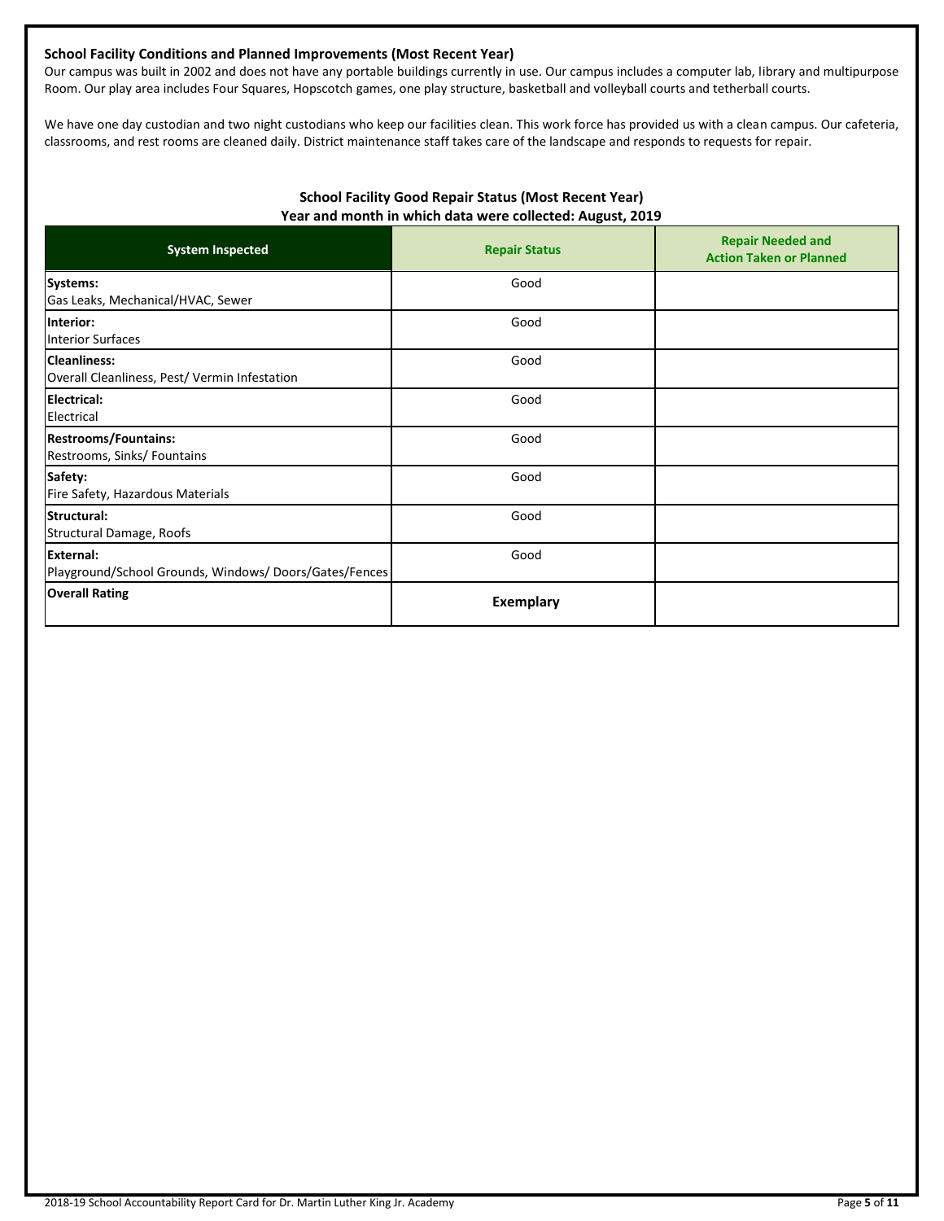### School Facility Conditions and Planned Improvements (Most Recent Year)

Our campus was built in 2002 and does not have any portable buildings currently in use. Our campus includes a computer lab, library and multipurpose Room. Our play area includes Four Squares, Hopscotch games, one play structure, basketball and volleyball courts and tetherball courts.

We have one day custodian and two night custodians who keep our facilities clean. This work force has provided us with a clean campus. Our cafeteria, classrooms, and rest rooms are cleaned daily. District maintenance staff takes care of the landscape and responds to requests for repair.

**School Facility Good Repair Status (Most Recent Year)**
**Year and month in which data were collected: August, 2019**

| System Inspected | Repair Status | Repair Needed and Action Taken or Planned |
|---|---|---|
| **Systems:** Gas Leaks, Mechanical/HVAC, Sewer | Good | |
| **Interior:** Interior Surfaces | Good | |
| **Cleanliness:** Overall Cleanliness, Pest/ Vermin Infestation | Good | |
| **Electrical:** Electrical | Good | |
| **Restrooms/Fountains:** Restrooms, Sinks/ Fountains | Good | |
| **Safety:** Fire Safety, Hazardous Materials | Good | |
| **Structural:** Structural Damage, Roofs | Good | |
| **External:** Playground/School Grounds, Windows/ Doors/Gates/Fences | Good | |
| **Overall Rating** | **Exemplary** | |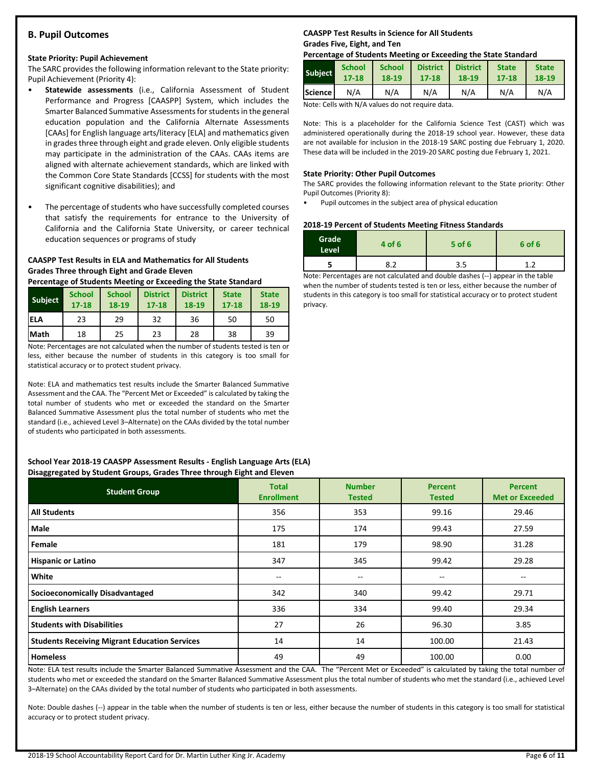## B. Pupil Outcomes

### State Priority: Pupil Achievement

The SARC provides the following information relevant to the State priority: Pupil Achievement (Priority 4):

- **Statewide assessments** (i.e., California Assessment of Student Performance and Progress [CAASPP] System, which includes the Smarter Balanced Summative Assessments for students in the general education population and the California Alternate Assessments [CAAs] for English language arts/literacy [ELA] and mathematics given in grades three through eight and grade eleven. Only eligible students may participate in the administration of the CAAs. CAAs items are aligned with alternate achievement standards, which are linked with the Common Core State Standards [CCSS] for students with the most significant cognitive disabilities); and
- The percentage of students who have successfully completed courses that satisfy the requirements for entrance to the University of California and the California State University, or career technical education sequences or programs of study

**CAASPP Test Results in ELA and Mathematics for All Students**
**Grades Three through Eight and Grade Eleven**
**Percentage of Students Meeting or Exceeding the State Standard**

| Subject | School 17-18 | School 18-19 | District 17-18 | District 18-19 | State 17-18 | State 18-19 |
|---|---|---|---|---|---|---|
| ELA | 23 | 29 | 32 | 36 | 50 | 50 |
| Math | 18 | 25 | 23 | 28 | 38 | 39 |

Note: Percentages are not calculated when the number of students tested is ten or less, either because the number of students in this category is too small for statistical accuracy or to protect student privacy.

Note: ELA and mathematics test results include the Smarter Balanced Summative Assessment and the CAA. The "Percent Met or Exceeded" is calculated by taking the total number of students who met or exceeded the standard on the Smarter Balanced Summative Assessment plus the total number of students who met the standard (i.e., achieved Level 3–Alternate) on the CAAs divided by the total number of students who participated in both assessments.

**CAASPP Test Results in Science for All Students**
**Grades Five, Eight, and Ten**
**Percentage of Students Meeting or Exceeding the State Standard**

| Subject | School 17-18 | School 18-19 | District 17-18 | District 18-19 | State 17-18 | State 18-19 |
|---|---|---|---|---|---|---|
| Science | N/A | N/A | N/A | N/A | N/A | N/A |

Note: Cells with N/A values do not require data.

Note: This is a placeholder for the California Science Test (CAST) which was administered operationally during the 2018-19 school year. However, these data are not available for inclusion in the 2018-19 SARC posting due February 1, 2020. These data will be included in the 2019-20 SARC posting due February 1, 2021.

### State Priority: Other Pupil Outcomes

The SARC provides the following information relevant to the State priority: Other Pupil Outcomes (Priority 8):

- Pupil outcomes in the subject area of physical education

**2018-19 Percent of Students Meeting Fitness Standards**

| Grade Level | 4 of 6 | 5 of 6 | 6 of 6 |
|---|---|---|---|
| 5 | 8.2 | 3.5 | 1.2 |

Note: Percentages are not calculated and double dashes (--) appear in the table when the number of students tested is ten or less, either because the number of students in this category is too small for statistical accuracy or to protect student privacy.

**School Year 2018-19 CAASPP Assessment Results - English Language Arts (ELA)**
**Disaggregated by Student Groups, Grades Three through Eight and Eleven**

| Student Group | Total Enrollment | Number Tested | Percent Tested | Percent Met or Exceeded |
|---|---|---|---|---|
| All Students | 356 | 353 | 99.16 | 29.46 |
| Male | 175 | 174 | 99.43 | 27.59 |
| Female | 181 | 179 | 98.90 | 31.28 |
| Hispanic or Latino | 347 | 345 | 99.42 | 29.28 |
| White | -- | -- | -- | -- |
| Socioeconomically Disadvantaged | 342 | 340 | 99.42 | 29.71 |
| English Learners | 336 | 334 | 99.40 | 29.34 |
| Students with Disabilities | 27 | 26 | 96.30 | 3.85 |
| Students Receiving Migrant Education Services | 14 | 14 | 100.00 | 21.43 |
| Homeless | 49 | 49 | 100.00 | 0.00 |

Note: ELA test results include the Smarter Balanced Summative Assessment and the CAA. The "Percent Met or Exceeded" is calculated by taking the total number of students who met or exceeded the standard on the Smarter Balanced Summative Assessment plus the total number of students who met the standard (i.e., achieved Level 3–Alternate) on the CAAs divided by the total number of students who participated in both assessments.

Note: Double dashes (--) appear in the table when the number of students is ten or less, either because the number of students in this category is too small for statistical accuracy or to protect student privacy.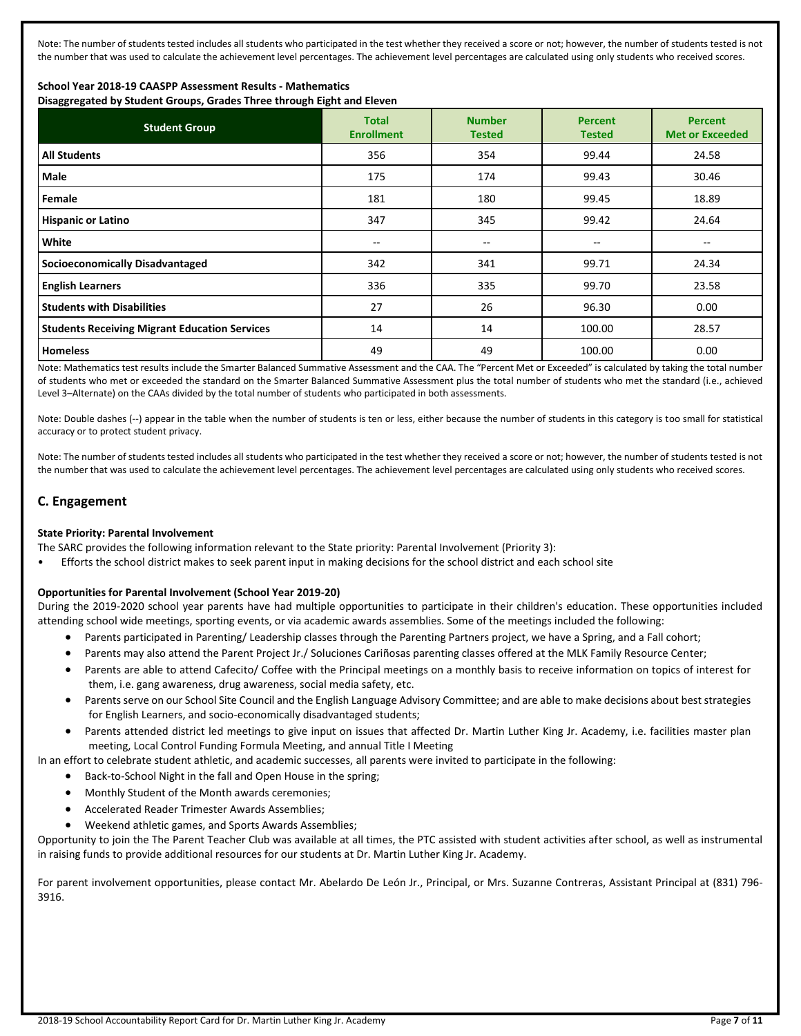Note: The number of students tested includes all students who participated in the test whether they received a score or not; however, the number of students tested is not the number that was used to calculate the achievement level percentages. The achievement level percentages are calculated using only students who received scores.

**School Year 2018-19 CAASPP Assessment Results - Mathematics**
**Disaggregated by Student Groups, Grades Three through Eight and Eleven**

| Student Group | Total Enrollment | Number Tested | Percent Tested | Percent Met or Exceeded |
|---|---|---|---|---|
| **All Students** | 356 | 354 | 99.44 | 24.58 |
| **Male** | 175 | 174 | 99.43 | 30.46 |
| **Female** | 181 | 180 | 99.45 | 18.89 |
| **Hispanic or Latino** | 347 | 345 | 99.42 | 24.64 |
| **White** | -- | -- | -- | -- |
| **Socioeconomically Disadvantaged** | 342 | 341 | 99.71 | 24.34 |
| **English Learners** | 336 | 335 | 99.70 | 23.58 |
| **Students with Disabilities** | 27 | 26 | 96.30 | 0.00 |
| **Students Receiving Migrant Education Services** | 14 | 14 | 100.00 | 28.57 |
| **Homeless** | 49 | 49 | 100.00 | 0.00 |

Note: Mathematics test results include the Smarter Balanced Summative Assessment and the CAA. The "Percent Met or Exceeded" is calculated by taking the total number of students who met or exceeded the standard on the Smarter Balanced Summative Assessment plus the total number of students who met the standard (i.e., achieved Level 3–Alternate) on the CAAs divided by the total number of students who participated in both assessments.

Note: Double dashes (--) appear in the table when the number of students is ten or less, either because the number of students in this category is too small for statistical accuracy or to protect student privacy.

Note: The number of students tested includes all students who participated in the test whether they received a score or not; however, the number of students tested is not the number that was used to calculate the achievement level percentages. The achievement level percentages are calculated using only students who received scores.

## C. Engagement

**State Priority: Parental Involvement**

The SARC provides the following information relevant to the State priority: Parental Involvement (Priority 3):

- Efforts the school district makes to seek parent input in making decisions for the school district and each school site

**Opportunities for Parental Involvement (School Year 2019-20)**

During the 2019-2020 school year parents have had multiple opportunities to participate in their children's education. These opportunities included attending school wide meetings, sporting events, or via academic awards assemblies. Some of the meetings included the following:

- Parents participated in Parenting/ Leadership classes through the Parenting Partners project, we have a Spring, and a Fall cohort;
- Parents may also attend the Parent Project Jr./ Soluciones Cariñosas parenting classes offered at the MLK Family Resource Center;
- Parents are able to attend Cafecito/ Coffee with the Principal meetings on a monthly basis to receive information on topics of interest for them, i.e. gang awareness, drug awareness, social media safety, etc.
- Parents serve on our School Site Council and the English Language Advisory Committee; and are able to make decisions about best strategies for English Learners, and socio-economically disadvantaged students;
- Parents attended district led meetings to give input on issues that affected Dr. Martin Luther King Jr. Academy, i.e. facilities master plan meeting, Local Control Funding Formula Meeting, and annual Title I Meeting

In an effort to celebrate student athletic, and academic successes, all parents were invited to participate in the following:

- Back-to-School Night in the fall and Open House in the spring;
- Monthly Student of the Month awards ceremonies;
- Accelerated Reader Trimester Awards Assemblies;
- Weekend athletic games, and Sports Awards Assemblies;

Opportunity to join the The Parent Teacher Club was available at all times, the PTC assisted with student activities after school, as well as instrumental in raising funds to provide additional resources for our students at Dr. Martin Luther King Jr. Academy.

For parent involvement opportunities, please contact Mr. Abelardo De León Jr., Principal, or Mrs. Suzanne Contreras, Assistant Principal at (831) 796-3916.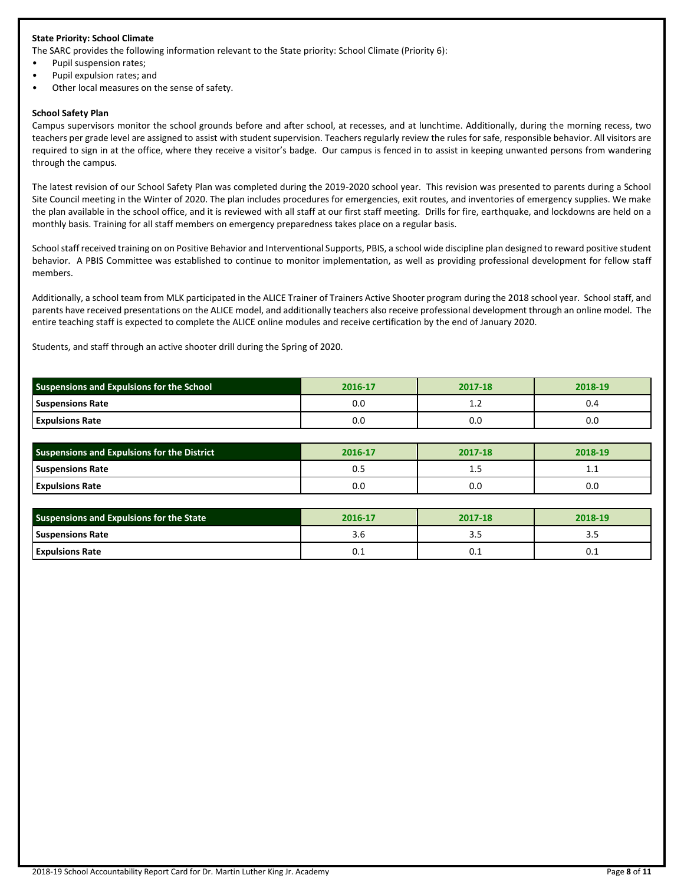**State Priority: School Climate**

The SARC provides the following information relevant to the State priority: School Climate (Priority 6):

- Pupil suspension rates;
- Pupil expulsion rates; and
- Other local measures on the sense of safety.

**School Safety Plan**

Campus supervisors monitor the school grounds before and after school, at recesses, and at lunchtime. Additionally, during the morning recess, two teachers per grade level are assigned to assist with student supervision. Teachers regularly review the rules for safe, responsible behavior. All visitors are required to sign in at the office, where they receive a visitor's badge. Our campus is fenced in to assist in keeping unwanted persons from wandering through the campus.

The latest revision of our School Safety Plan was completed during the 2019-2020 school year. This revision was presented to parents during a School Site Council meeting in the Winter of 2020. The plan includes procedures for emergencies, exit routes, and inventories of emergency supplies. We make the plan available in the school office, and it is reviewed with all staff at our first staff meeting. Drills for fire, earthquake, and lockdowns are held on a monthly basis. Training for all staff members on emergency preparedness takes place on a regular basis.

School staff received training on on Positive Behavior and Interventional Supports, PBIS, a school wide discipline plan designed to reward positive student behavior. A PBIS Committee was established to continue to monitor implementation, as well as providing professional development for fellow staff members.

Additionally, a school team from MLK participated in the ALICE Trainer of Trainers Active Shooter program during the 2018 school year. School staff, and parents have received presentations on the ALICE model, and additionally teachers also receive professional development through an online model. The entire teaching staff is expected to complete the ALICE online modules and receive certification by the end of January 2020.

Students, and staff through an active shooter drill during the Spring of 2020.

| Suspensions and Expulsions for the School | 2016-17 | 2017-18 | 2018-19 |
|---|---|---|---|
| Suspensions Rate | 0.0 | 1.2 | 0.4 |
| Expulsions Rate | 0.0 | 0.0 | 0.0 |

| Suspensions and Expulsions for the District | 2016-17 | 2017-18 | 2018-19 |
|---|---|---|---|
| Suspensions Rate | 0.5 | 1.5 | 1.1 |
| Expulsions Rate | 0.0 | 0.0 | 0.0 |

| Suspensions and Expulsions for the State | 2016-17 | 2017-18 | 2018-19 |
|---|---|---|---|
| Suspensions Rate | 3.6 | 3.5 | 3.5 |
| Expulsions Rate | 0.1 | 0.1 | 0.1 |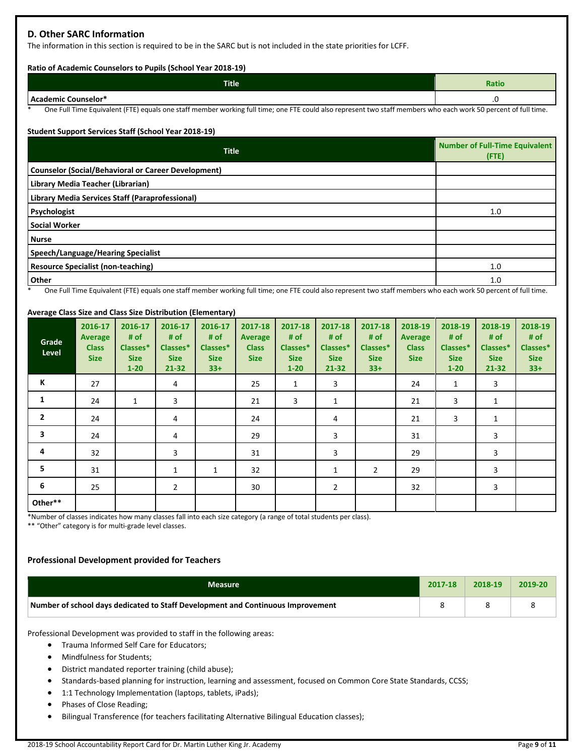## D. Other SARC Information

The information in this section is required to be in the SARC but is not included in the state priorities for LCFF.

**Ratio of Academic Counselors to Pupils (School Year 2018-19)**

| Title | Ratio |
|---|---|
| Academic Counselor* | .0 |

\* One Full Time Equivalent (FTE) equals one staff member working full time; one FTE could also represent two staff members who each work 50 percent of full time.

**Student Support Services Staff (School Year 2018-19)**

| Title | Number of Full-Time Equivalent (FTE) |
|---|---|
| Counselor (Social/Behavioral or Career Development) | |
| Library Media Teacher (Librarian) | |
| Library Media Services Staff (Paraprofessional) | |
| Psychologist | 1.0 |
| Social Worker | |
| Nurse | |
| Speech/Language/Hearing Specialist | |
| Resource Specialist (non-teaching) | 1.0 |
| Other | 1.0 |

\* One Full Time Equivalent (FTE) equals one staff member working full time; one FTE could also represent two staff members who each work 50 percent of full time.

**Average Class Size and Class Size Distribution (Elementary)**

| Grade Level | 2016-17 Average Class Size | 2016-17 # of Classes* Size 1-20 | 2016-17 # of Classes* Size 21-32 | 2016-17 # of Classes* Size 33+ | 2017-18 Average Class Size | 2017-18 # of Classes* Size 1-20 | 2017-18 # of Classes* Size 21-32 | 2017-18 # of Classes* Size 33+ | 2018-19 Average Class Size | 2018-19 # of Classes* Size 1-20 | 2018-19 # of Classes* Size 21-32 | 2018-19 # of Classes* Size 33+ |
|---|---|---|---|---|---|---|---|---|---|---|---|---|
| K | 27 | | 4 | | 25 | 1 | 3 | | 24 | 1 | 3 | |
| 1 | 24 | 1 | 3 | | 21 | 3 | 1 | | 21 | 3 | 1 | |
| 2 | 24 | | 4 | | 24 | | 4 | | 21 | 3 | 1 | |
| 3 | 24 | | 4 | | 29 | | 3 | | 31 | | 3 | |
| 4 | 32 | | 3 | | 31 | | 3 | | 29 | | 3 | |
| 5 | 31 | | 1 | 1 | 32 | | 1 | 2 | 29 | | 3 | |
| 6 | 25 | | 2 | | 30 | | 2 | | 32 | | 3 | |
| Other** | | | | | | | | | | | | |

\*Number of classes indicates how many classes fall into each size category (a range of total students per class).

** "Other" category is for multi-grade level classes.

### Professional Development provided for Teachers

| Measure | 2017-18 | 2018-19 | 2019-20 |
|---|---|---|---|
| Number of school days dedicated to Staff Development and Continuous Improvement | 8 | 8 | 8 |

Professional Development was provided to staff in the following areas:

- Trauma Informed Self Care for Educators;
- Mindfulness for Students;
- District mandated reporter training (child abuse);
- Standards-based planning for instruction, learning and assessment, focused on Common Core State Standards, CCSS;
- 1:1 Technology Implementation (laptops, tablets, iPads);
- Phases of Close Reading;
- Bilingual Transference (for teachers facilitating Alternative Bilingual Education classes);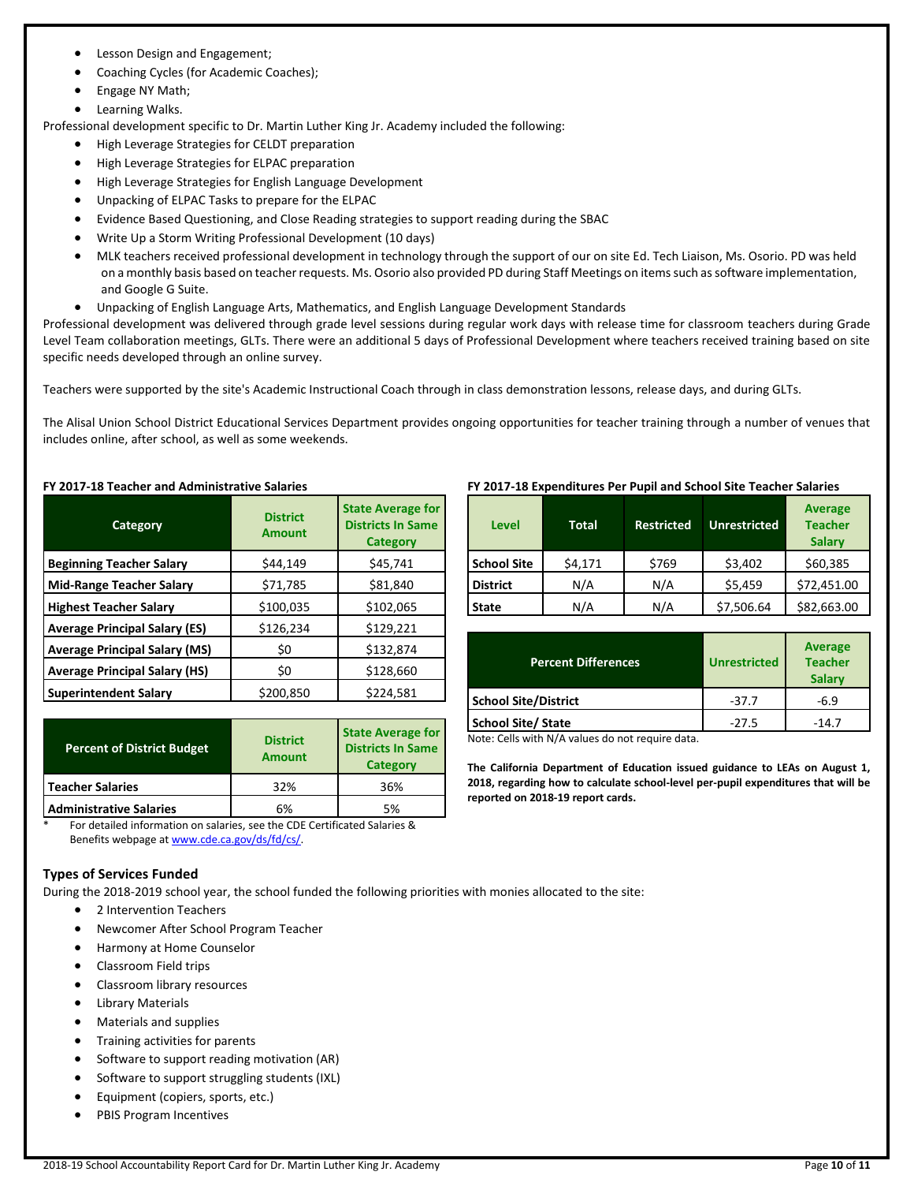- Lesson Design and Engagement;
- Coaching Cycles (for Academic Coaches);
- Engage NY Math;
- Learning Walks.

Professional development specific to Dr. Martin Luther King Jr. Academy included the following:

- High Leverage Strategies for CELDT preparation
- High Leverage Strategies for ELPAC preparation
- High Leverage Strategies for English Language Development
- Unpacking of ELPAC Tasks to prepare for the ELPAC
- Evidence Based Questioning, and Close Reading strategies to support reading during the SBAC
- Write Up a Storm Writing Professional Development (10 days)
- MLK teachers received professional development in technology through the support of our on site Ed. Tech Liaison, Ms. Osorio. PD was held on a monthly basis based on teacher requests. Ms. Osorio also provided PD during Staff Meetings on items such as software implementation, and Google G Suite.
- Unpacking of English Language Arts, Mathematics, and English Language Development Standards

Professional development was delivered through grade level sessions during regular work days with release time for classroom teachers during Grade Level Team collaboration meetings, GLTs. There were an additional 5 days of Professional Development where teachers received training based on site specific needs developed through an online survey.

Teachers were supported by the site's Academic Instructional Coach through in class demonstration lessons, release days, and during GLTs.

The Alisal Union School District Educational Services Department provides ongoing opportunities for teacher training through a number of venues that includes online, after school, as well as some weekends.

**FY 2017-18 Teacher and Administrative Salaries**

| Category | District Amount | State Average for Districts In Same Category |
|---|---|---|
| Beginning Teacher Salary | $44,149 | $45,741 |
| Mid-Range Teacher Salary | $71,785 | $81,840 |
| Highest Teacher Salary | $100,035 | $102,065 |
| Average Principal Salary (ES) | $126,234 | $129,221 |
| Average Principal Salary (MS) | $0 | $132,874 |
| Average Principal Salary (HS) | $0 | $128,660 |
| Superintendent Salary | $200,850 | $224,581 |

| Percent of District Budget | District Amount | State Average for Districts In Same Category |
|---|---|---|
| Teacher Salaries | 32% | 36% |
| Administrative Salaries | 6% | 5% |

\* For detailed information on salaries, see the CDE Certificated Salaries & Benefits webpage at www.cde.ca.gov/ds/fd/cs/.

**FY 2017-18 Expenditures Per Pupil and School Site Teacher Salaries**

| Level | Total | Restricted | Unrestricted | Average Teacher Salary |
|---|---|---|---|---|
| School Site | $4,171 | $769 | $3,402 | $60,385 |
| District | N/A | N/A | $5,459 | $72,451.00 |
| State | N/A | N/A | $7,506.64 | $82,663.00 |

| Percent Differences | Unrestricted | Average Teacher Salary |
|---|---|---|
| School Site/District | -37.7 | -6.9 |
| School Site/ State | -27.5 | -14.7 |

Note: Cells with N/A values do not require data.

**The California Department of Education issued guidance to LEAs on August 1, 2018, regarding how to calculate school-level per-pupil expenditures that will be reported on 2018-19 report cards.**

### Types of Services Funded

During the 2018-2019 school year, the school funded the following priorities with monies allocated to the site:

- 2 Intervention Teachers
- Newcomer After School Program Teacher
- Harmony at Home Counselor
- Classroom Field trips
- Classroom library resources
- Library Materials
- Materials and supplies
- Training activities for parents
- Software to support reading motivation (AR)
- Software to support struggling students (IXL)
- Equipment (copiers, sports, etc.)
- PBIS Program Incentives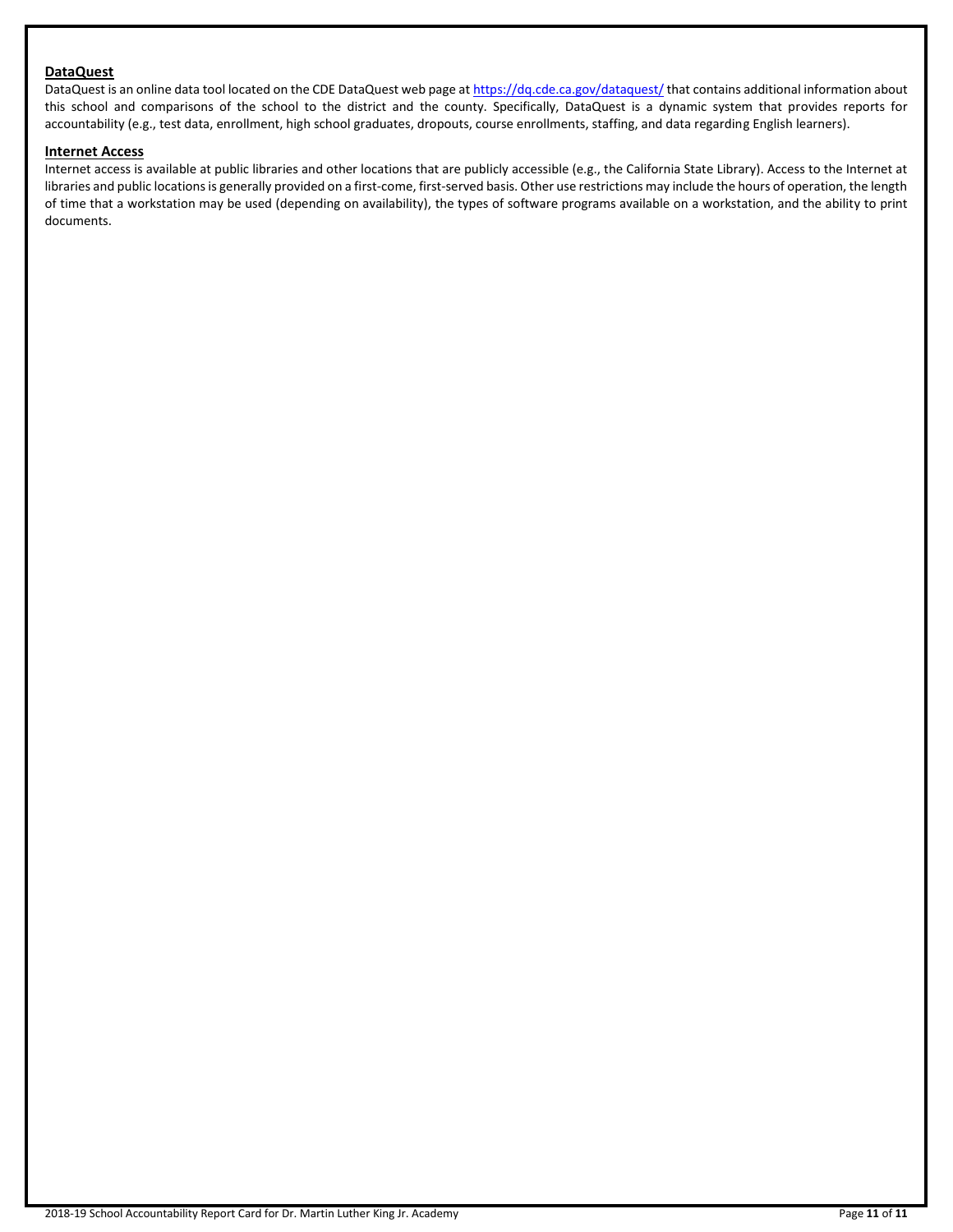**DataQuest**

DataQuest is an online data tool located on the CDE DataQuest web page at https://dq.cde.ca.gov/dataquest/ that contains additional information about this school and comparisons of the school to the district and the county. Specifically, DataQuest is a dynamic system that provides reports for accountability (e.g., test data, enrollment, high school graduates, dropouts, course enrollments, staffing, and data regarding English learners).

**Internet Access**

Internet access is available at public libraries and other locations that are publicly accessible (e.g., the California State Library). Access to the Internet at libraries and public locations is generally provided on a first-come, first-served basis. Other use restrictions may include the hours of operation, the length of time that a workstation may be used (depending on availability), the types of software programs available on a workstation, and the ability to print documents.